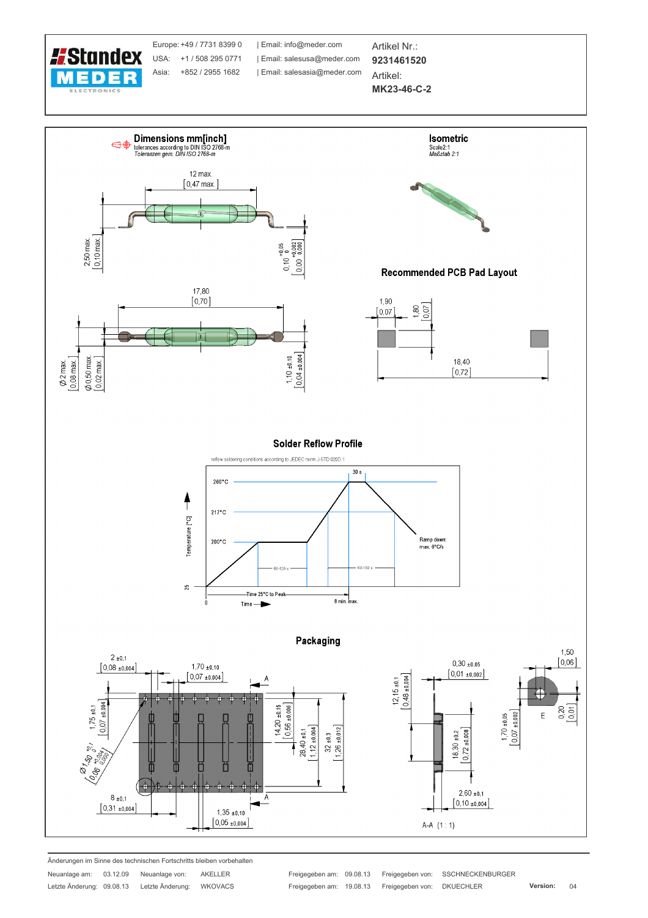Europe: +49 / 7731 8399 0 | Email: info@meder.com
USA: +1 / 508 295 0771 | Email: salesusa@meder.com
Asia: +852 / 2955 1682 | Email: salesasia@meder.com

Artikel Nr.:
**9231461520**
Artikel:
**MK23-46-C-2**

## Dimensions mm[inch]

tolerances according to DIN ISO 2768-m
*Toleranzen gem. DIN ISO 2768-m*

12 max. [0,47 max.]
2,50 max. [0,10 max.]
0,10 +0,05 0 [0,00 +0,002 0,000]
17,80 [0,70]
Ø 2 max. [0,08 max.]
Ø 0,50 max. [0,02 max.]
1,10 ±0,10 [0,04 ±0,004]

## Isometric

Scale2:1
*Maßstab 2:1*

## Recommended PCB Pad Layout

1,90 [0,07]
1,80 [0,07]
18,40 [0,72]

## Solder Reflow Profile

reflow soldering conditions according to JEDEC norm J-STD 020D.1

260°C
217°C
200°C
25
30 s
60-120 s
60-150 s
Ramp down: max. 6°C/s
Temperature [°C]
Time 25°C to Peak
8 min. max.
0
Time

## Packaging

2 ±0,1 [0,08 ±0,004]
1,70 ±0,10 [0,07 ±0,004]
1,75 ±0,1 [0,07 ±0,004]
Ø1,50 +0,1 0 [0,06 +0,004 0,000]
8 ±0,1 [0,31 ±0,004]
1,35 ±0,10 [0,05 ±0,004]
14,20 ±0,15 [0,56 ±0,006]
28,40 ±0,1 [1,12 ±0,004]
32 ±0,3 [1,26 ±0,012]
A
12,15 ±0,1 [0,48 ±0,004]
0,30 ±0,05 [0,01 ±0,002]
18,30 ±0,2 [0,72 ±0,008]
2,60 ±0,1 [0,10 ±0,004]
A-A (1 : 1)
1,50 [0,06]
1,70 ±0,05 [0,07 ±0,002]
0,20 [0,01]
E

Änderungen im Sinne des technischen Fortschritts bleiben vorbehalten

| Neuanlage am: | 03.12.09 | Neuanlage von: | AKELLER | Freigegeben am: | 09.08.13 | Freigegeben von: | SSCHNECKENBURGER | | |
|---|---|---|---|---|---|---|---|---|---|
| Letzte Änderung: | 09.08.13 | Letzte Änderung: | WKOVACS | Freigegeben am: | 19.08.13 | Freigegeben von: | DKUECHLER | Version: | 04 |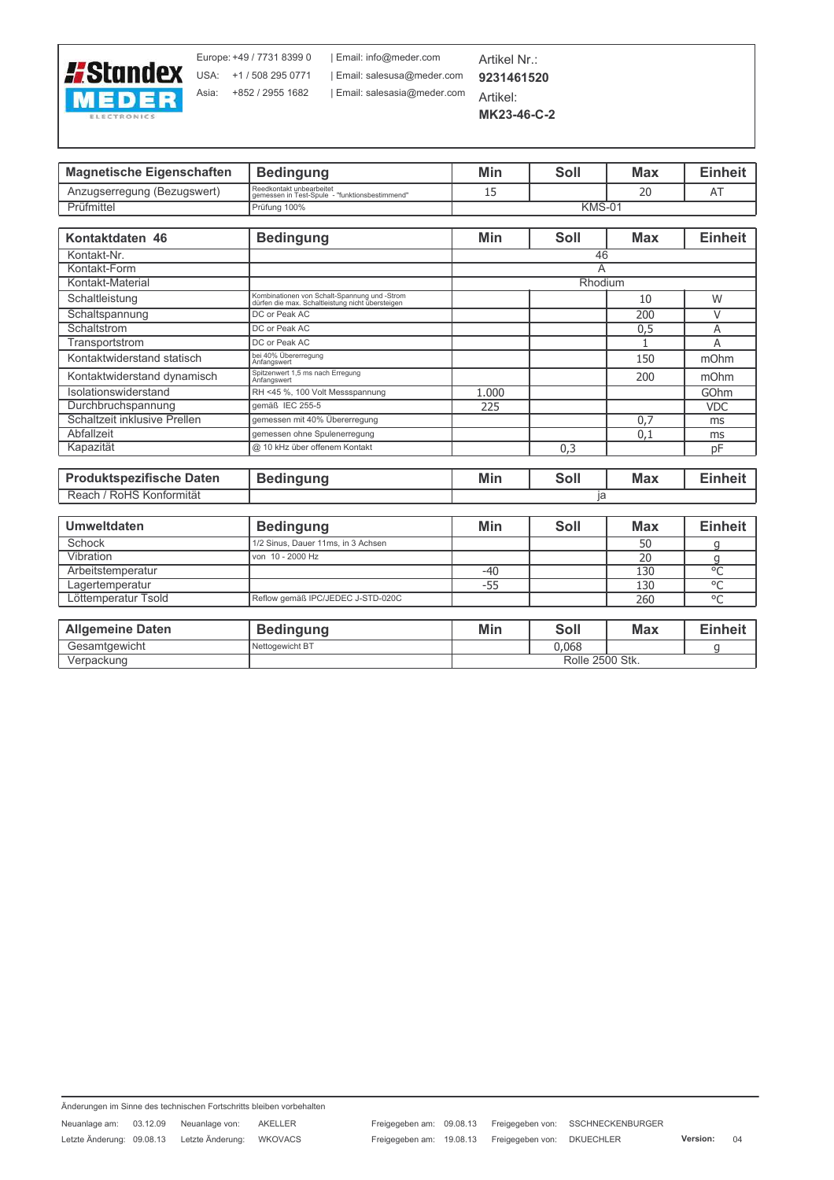Europe: +49 / 7731 8399 0 | Email: info@meder.com
USA: +1 / 508 295 0771 | Email: salesusa@meder.com
Asia: +852 / 2955 1682 | Email: salesasia@meder.com

Artikel Nr.:
**9231461520**
Artikel:
**MK23-46-C-2**

| Magnetische Eigenschaften | Bedingung | Min | Soll | Max | Einheit |
|---|---|---|---|---|---|
| Anzugserregung (Bezugswert) | Reedkontakt unbearbeitet gemessen in Test-Spule - "funktionsbestimmend" | 15 | | 20 | AT |
| Prüfmittel | Prüfung 100% | | KMS-01 | | |

| Kontaktdaten 46 | Bedingung | Min | Soll | Max | Einheit |
|---|---|---|---|---|---|
| Kontakt-Nr. | | | 46 | | |
| Kontakt-Form | | | A | | |
| Kontakt-Material | | | Rhodium | | |
| Schaltleistung | Kombinationen von Schalt-Spannung und -Strom dürfen die max. Schaltleistung nicht übersteigen | | | 10 | W |
| Schaltspannung | DC or Peak AC | | | 200 | V |
| Schaltstrom | DC or Peak AC | | | 0,5 | A |
| Transportstrom | DC or Peak AC | | | 1 | A |
| Kontaktwiderstand statisch | bei 40% Übererregung Anfangswert | | | 150 | mOhm |
| Kontaktwiderstand dynamisch | Spitzenwert 1,5 ms nach Erregung Anfangswert | | | 200 | mOhm |
| Isolationswiderstand | RH <45 %, 100 Volt Messspannung | 1.000 | | | GOhm |
| Durchbruchspannung | gemäß IEC 255-5 | 225 | | | VDC |
| Schaltzeit inklusive Prellen | gemessen mit 40% Übererregung | | | 0,7 | ms |
| Abfallzeit | gemessen ohne Spulenerregung | | | 0,1 | ms |
| Kapazität | @ 10 kHz über offenem Kontakt | | 0,3 | | pF |

| Produktspezifische Daten | Bedingung | Min | Soll | Max | Einheit |
|---|---|---|---|---|---|
| Reach / RoHS Konformität | | | ja | | |

| Umweltdaten | Bedingung | Min | Soll | Max | Einheit |
|---|---|---|---|---|---|
| Schock | 1/2 Sinus, Dauer 11ms, in 3 Achsen | | | 50 | g |
| Vibration | von 10 - 2000 Hz | | | 20 | g |
| Arbeitstemperatur | | -40 | | 130 | °C |
| Lagertemperatur | | -55 | | 130 | °C |
| Löttemperatur Tsold | Reflow gemäß IPC/JEDEC J-STD-020C | | | 260 | °C |

| Allgemeine Daten | Bedingung | Min | Soll | Max | Einheit |
|---|---|---|---|---|---|
| Gesamtgewicht | Nettogewicht BT | | 0,068 | | g |
| Verpackung | | | Rolle 2500 Stk. | | |

Änderungen im Sinne des technischen Fortschritts bleiben vorbehalten

| | | | | | | | |
|---|---|---|---|---|---|---|---|
| Neuanlage am: | 03.12.09 | Neuanlage von: | AKELLER | Freigegeben am: | 09.08.13 | Freigegeben von: | SSCHNECKENBURGER |
| Letzte Änderung: | 09.08.13 | Letzte Änderung: | WKOVACS | Freigegeben am: | 19.08.13 | Freigegeben von: | DKUECHLER |

**Version:** 04